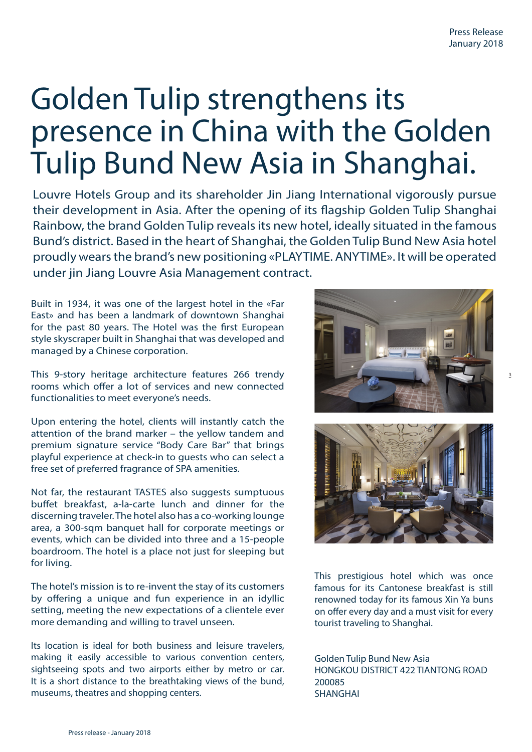# Golden Tulip strengthens its presence in China with the Golden Tulip Bund New Asia in Shanghai.

Louvre Hotels Group and its shareholder Jin Jiang International vigorously pursue their development in Asia. After the opening of its flagship Golden Tulip Shanghai Rainbow, the brand Golden Tulip reveals its new hotel, ideally situated in the famous Bund's district. Based in the heart of Shanghai, the Golden Tulip Bund New Asia hotel proudly wears the brand's new positioning «PLAYTIME. ANYTIME». It will be operated under jin Jiang Louvre Asia Management contract.

Built in 1934, it was one of the largest hotel in the «Far East» and has been a landmark of downtown Shanghai for the past 80 years. The Hotel was the first European style skyscraper built in Shanghai that was developed and managed by a Chinese corporation.

This 9-story heritage architecture features 266 trendy rooms which offer a lot of services and new connected functionalities to meet everyone's needs.

Upon entering the hotel, clients will instantly catch the attention of the brand marker – the yellow tandem and premium signature service "Body Care Bar" that brings playful experience at check-in to guests who can select a free set of preferred fragrance of SPA amenities.

Not far, the restaurant TASTES also suggests sumptuous buffet breakfast, a-la-carte lunch and dinner for the discerning traveler. The hotel also has a co-working lounge area, a 300-sqm banquet hall for corporate meetings or events, which can be divided into three and a 15-people boardroom. The hotel is a place not just for sleeping but for living.

The hotel's mission is to re-invent the stay of its customers by offering a unique and fun experience in an idyllic setting, meeting the new expectations of a clientele ever more demanding and willing to travel unseen.

Its location is ideal for both business and leisure travelers, making it easily accessible to various convention centers, sightseeing spots and two airports either by metro or car. It is a short distance to the breathtaking views of the bund, museums, theatres and shopping centers.

This prestigious hotel which was once famous for its Cantonese breakfast is still renowned today for its famous Xin Ya buns on offer every day and a must visit for every tourist traveling to Shanghai.

Golden Tulip Bund New Asia
HONGKOU DISTRICT 422 TIANTONG ROAD
200085
SHANGHAI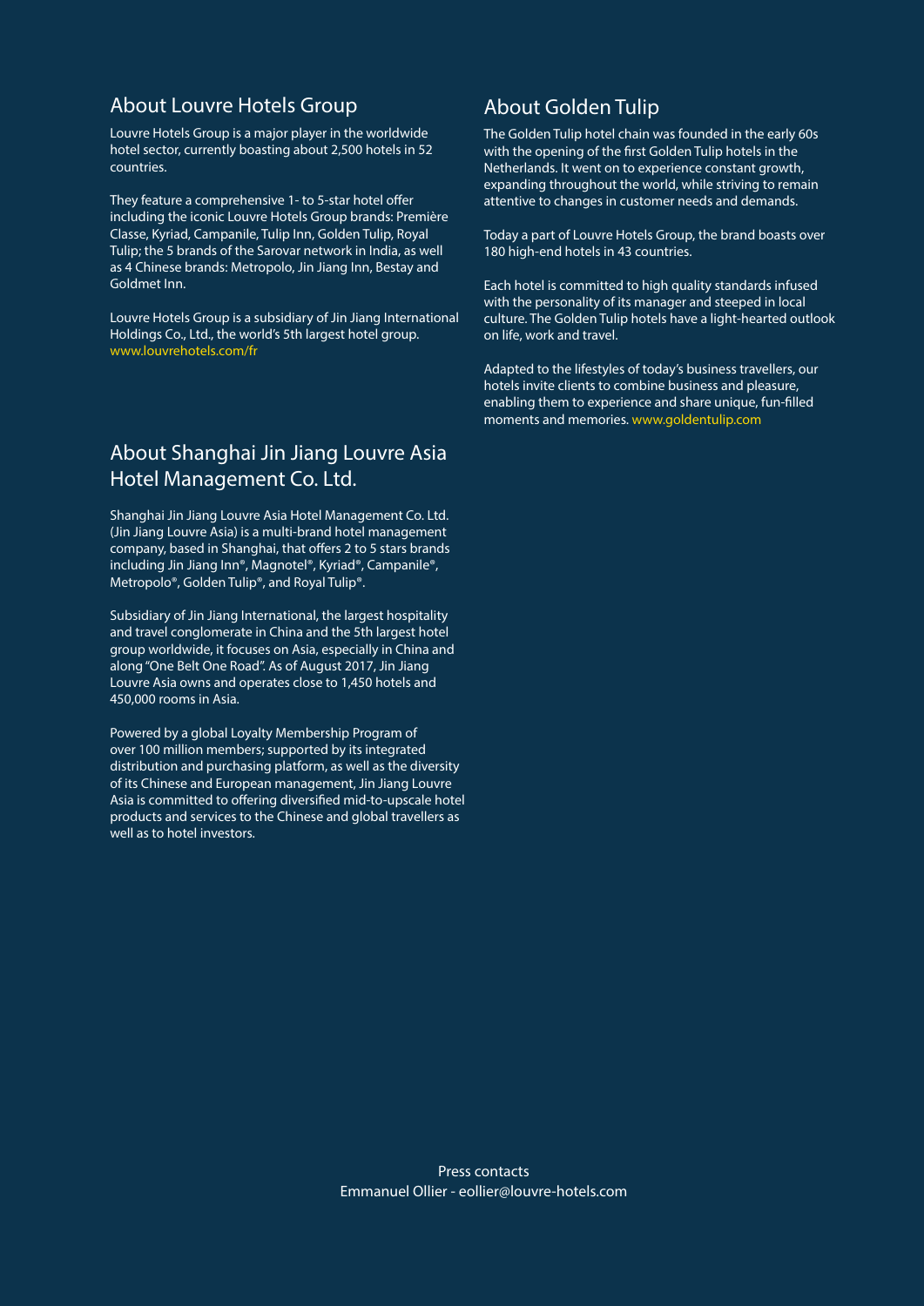## About Louvre Hotels Group

Louvre Hotels Group is a major player in the worldwide hotel sector, currently boasting about 2,500 hotels in 52 countries.

They feature a comprehensive 1- to 5-star hotel offer including the iconic Louvre Hotels Group brands: Première Classe, Kyriad, Campanile, Tulip Inn, Golden Tulip, Royal Tulip; the 5 brands of the Sarovar network in India, as well as 4 Chinese brands: Metropolo, Jin Jiang Inn, Bestay and Goldmet Inn.

Louvre Hotels Group is a subsidiary of Jin Jiang International Holdings Co., Ltd., the world's 5th largest hotel group. www.louvrehotels.com/fr

## About Shanghai Jin Jiang Louvre Asia Hotel Management Co. Ltd.

Shanghai Jin Jiang Louvre Asia Hotel Management Co. Ltd. (Jin Jiang Louvre Asia) is a multi-brand hotel management company, based in Shanghai, that offers 2 to 5 stars brands including Jin Jiang Inn®, Magnotel®, Kyriad®, Campanile®, Metropolo®, Golden Tulip®, and Royal Tulip®.

Subsidiary of Jin Jiang International, the largest hospitality and travel conglomerate in China and the 5th largest hotel group worldwide, it focuses on Asia, especially in China and along "One Belt One Road". As of August 2017, Jin Jiang Louvre Asia owns and operates close to 1,450 hotels and 450,000 rooms in Asia.

Powered by a global Loyalty Membership Program of over 100 million members; supported by its integrated distribution and purchasing platform, as well as the diversity of its Chinese and European management, Jin Jiang Louvre Asia is committed to offering diversified mid-to-upscale hotel products and services to the Chinese and global travellers as well as to hotel investors.

## About Golden Tulip

The Golden Tulip hotel chain was founded in the early 60s with the opening of the first Golden Tulip hotels in the Netherlands. It went on to experience constant growth, expanding throughout the world, while striving to remain attentive to changes in customer needs and demands.

Today a part of Louvre Hotels Group, the brand boasts over 180 high-end hotels in 43 countries.

Each hotel is committed to high quality standards infused with the personality of its manager and steeped in local culture. The Golden Tulip hotels have a light-hearted outlook on life, work and travel.

Adapted to the lifestyles of today's business travellers, our hotels invite clients to combine business and pleasure, enabling them to experience and share unique, fun-filled moments and memories. www.goldentulip.com

Press contacts
Emmanuel Ollier - eollier@louvre-hotels.com